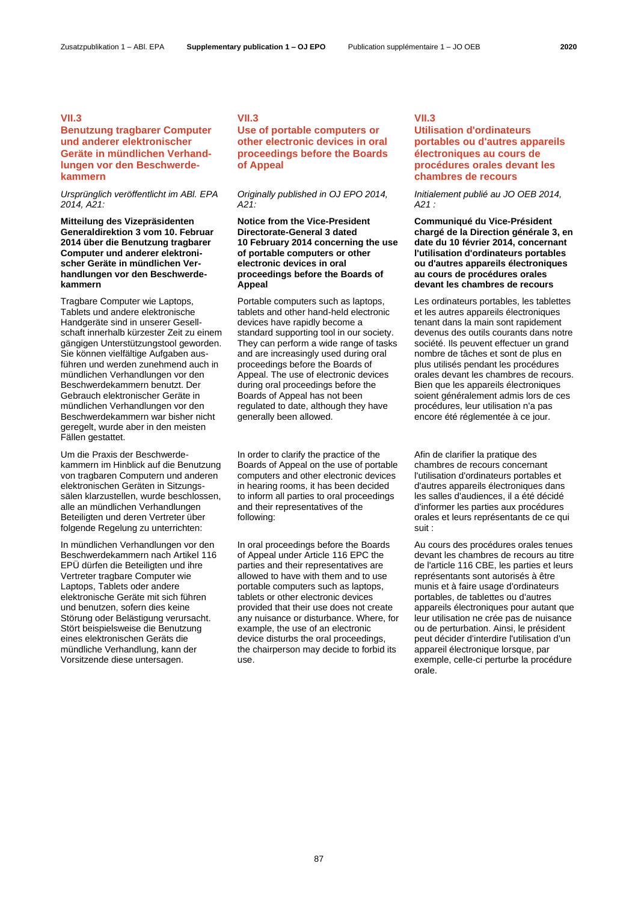## VII.3
## Benutzung tragbarer Computer und anderer elektronischer Geräte in mündlichen Verhandlungen vor den Beschwerdekammern

*Ursprünglich veröffentlicht im ABl. EPA 2014, A21:*

**Mitteilung des Vizepräsidenten Generaldirektion 3 vom 10. Februar 2014 über die Benutzung tragbarer Computer und anderer elektronischer Geräte in mündlichen Verhandlungen vor den Beschwerdekammern**

Tragbare Computer wie Laptops, Tablets und andere elektronische Handgeräte sind in unserer Gesellschaft innerhalb kürzester Zeit zu einem gängigen Unterstützungstool geworden. Sie können vielfältige Aufgaben ausführen und werden zunehmend auch in mündlichen Verhandlungen vor den Beschwerdekammern benutzt. Der Gebrauch elektronischer Geräte in mündlichen Verhandlungen vor den Beschwerdekammern war bisher nicht geregelt, wurde aber in den meisten Fällen gestattet.

Um die Praxis der Beschwerdekammern im Hinblick auf die Benutzung von tragbaren Computern und anderen elektronischen Geräten in Sitzungssälen klarzustellen, wurde beschlossen, alle an mündlichen Verhandlungen Beteiligten und deren Vertreter über folgende Regelung zu unterrichten:

In mündlichen Verhandlungen vor den Beschwerdekammern nach Artikel 116 EPÜ dürfen die Beteiligten und ihre Vertreter tragbare Computer wie Laptops, Tablets oder andere elektronische Geräte mit sich führen und benutzen, sofern dies keine Störung oder Belästigung verursacht. Stört beispielsweise die Benutzung eines elektronischen Geräts die mündliche Verhandlung, kann der Vorsitzende diese untersagen.

## VII.3
## Use of portable computers or other electronic devices in oral proceedings before the Boards of Appeal

*Originally published in OJ EPO 2014, A21:*

**Notice from the Vice-President Directorate-General 3 dated 10 February 2014 concerning the use of portable computers or other electronic devices in oral proceedings before the Boards of Appeal**

Portable computers such as laptops, tablets and other hand-held electronic devices have rapidly become a standard supporting tool in our society. They can perform a wide range of tasks and are increasingly used during oral proceedings before the Boards of Appeal. The use of electronic devices during oral proceedings before the Boards of Appeal has not been regulated, although they have generally been allowed.

In order to clarify the practice of the Boards of Appeal on the use of portable computers and other electronic devices in hearing rooms, it has been decided to inform all parties to oral proceedings and their representatives of the following:

In oral proceedings before the Boards of Appeal under Article 116 EPC the parties and their representatives are allowed to have with them and to use portable computers such as laptops, tablets or other electronic devices provided that their use does not create any nuisance or disturbance. Where, for example, the use of an electronic device disturbs the oral proceedings, the chairperson may decide to forbid its use.

## VII.3
## Utilisation d'ordinateurs portables ou d'autres appareils électroniques au cours de procédures orales devant les chambres de recours

*Initialement publié au JO OEB 2014, A21 :*

**Communiqué du Vice-Président chargé de la Direction générale 3, en date du 10 février 2014, concernant l'utilisation d'ordinateurs portables ou d'autres appareils électroniques au cours de procédures orales devant les chambres de recours**

Les ordinateurs portables, les tablettes et les autres appareils électroniques tenant dans la main sont rapidement devenus des outils courants dans notre société. Ils peuvent effectuer un grand nombre de tâches et sont de plus en plus utilisés pendant les procédures orales devant les chambres de recours. Bien que les appareils électroniques soient généralement admis lors de ces procédures, leur utilisation n'a pas encore été réglementée à ce jour.

Afin de clarifier la pratique des chambres de recours concernant l'utilisation d'ordinateurs portables et d'autres appareils électroniques dans les salles d'audiences, il a été décidé d'informer les parties aux procédures orales et leurs représentants de ce qui suit :

Au cours des procédures orales tenues devant les chambres de recours au titre de l'article 116 CBE, les parties et leurs représentants sont autorisés à être munis et à faire usage d'ordinateurs portables, de tablettes ou d'autres appareils électroniques pour autant que leur utilisation ne crée pas de nuisance ou de perturbation. Ainsi, le président peut décider d'interdire l'utilisation d'un appareil électronique lorsque, par exemple, celle-ci perturbe la procédure orale.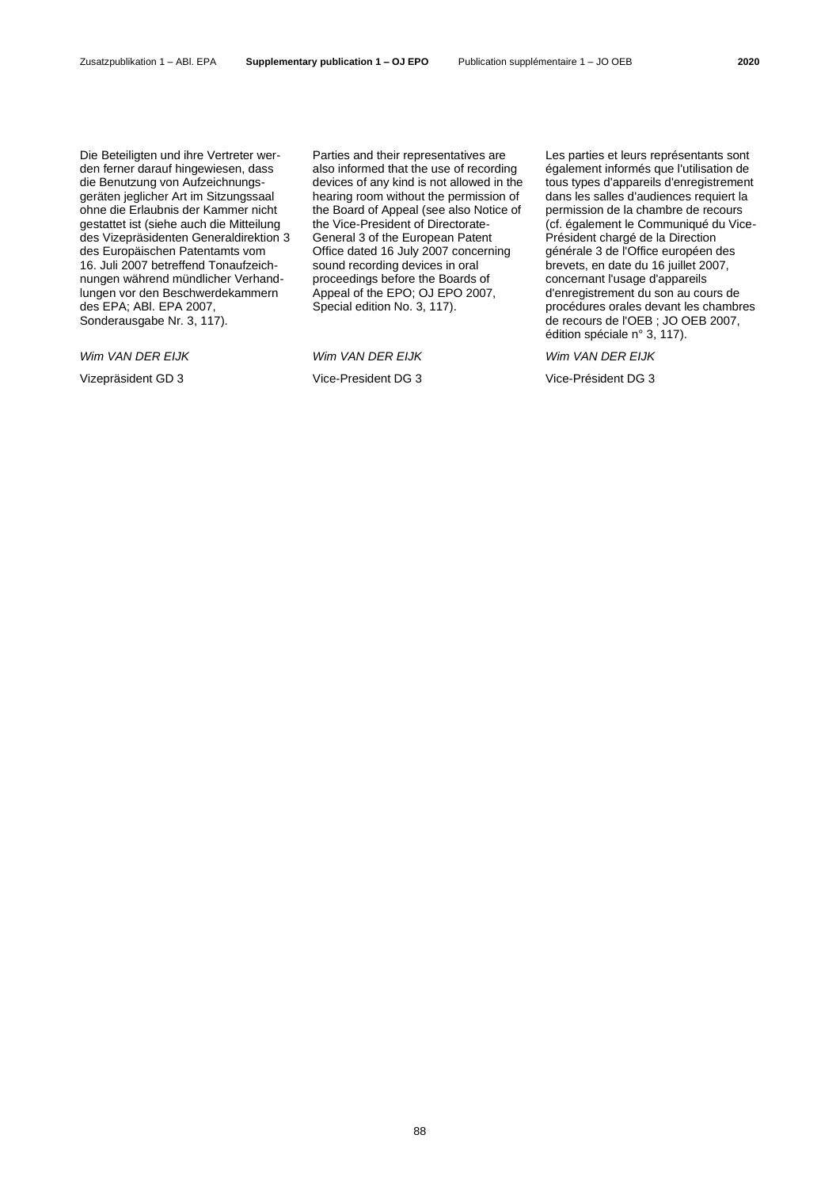Die Beteiligten und ihre Vertreter werden ferner darauf hingewiesen, dass die Benutzung von Aufzeichnungsgeräten jeglicher Art im Sitzungssaal ohne die Erlaubnis der Kammer nicht gestattet ist (siehe auch die Mitteilung des Vizepräsidenten Generaldirektion 3 des Europäischen Patentamts vom 16. Juli 2007 betreffend Tonaufzeichnungen während mündlicher Verhandlungen vor den Beschwerdekammern des EPA; ABl. EPA 2007, Sonderausgabe Nr. 3, 117).

*Wim VAN DER EIJK*

Vizepräsident GD 3

Parties and their representatives are also informed that the use of recording devices of any kind is not allowed in the hearing room without the permission of the Board of Appeal (see also Notice of the Vice-President of Directorate-General 3 of the European Patent Office dated 16 July 2007 concerning sound recording devices in oral proceedings before the Boards of Appeal of the EPO; OJ EPO 2007, Special edition No. 3, 117).

*Wim VAN DER EIJK*

Vice-President DG 3

Les parties et leurs représentants sont également informés que l'utilisation de tous types d'appareils d'enregistrement dans les salles d'audiences requiert la permission de la chambre de recours (cf. également le Communiqué du Vice-Président chargé de la Direction générale 3 de l'Office européen des brevets, en date du 16 juillet 2007, concernant l'usage d'appareils d'enregistrement du son au cours de procédures orales devant les chambres de recours de l'OEB ; JO OEB 2007, édition spéciale n° 3, 117).

*Wim VAN DER EIJK*

Vice-Président DG 3